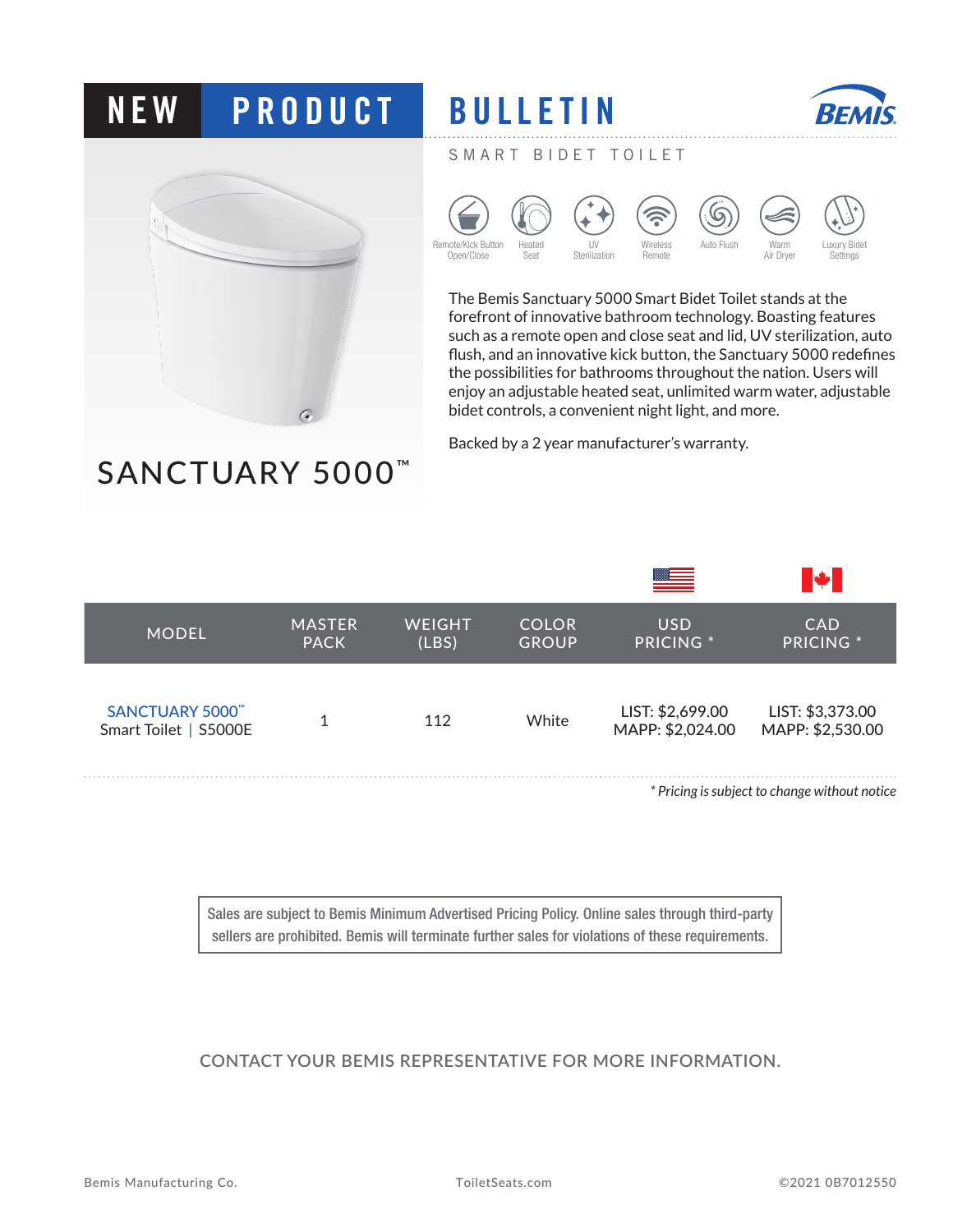# NEW PRODUCT BULLETIN

BEMIS

SMART BIDET TOILET

Remote/Kick Button Open/Close | Heated Seat | UV Sterilization | Wireless Remote | Auto Flush | Warm Air Dryer | Luxury Bidet Settings

## SANCTUARY 5000™

The Bemis Sanctuary 5000 Smart Bidet Toilet stands at the forefront of innovative bathroom technology. Boasting features such as a remote open and close seat and lid, UV sterilization, auto flush, and an innovative kick button, the Sanctuary 5000 redefines the possibilities for bathrooms throughout the nation. Users will enjoy an adjustable heated seat, unlimited warm water, adjustable bidet controls, a convenient night light, and more.

Backed by a 2 year manufacturer's warranty.

| MODEL | MASTER PACK | WEIGHT (LBS) | COLOR GROUP | USD PRICING * | CAD PRICING * |
|---|---|---|---|---|---|
| SANCTUARY 5000™ Smart Toilet \| S5000E | 1 | 112 | White | LIST: $2,699.00 MAPP: $2,024.00 | LIST: $3,373.00 MAPP: $2,530.00 |

*\* Pricing is subject to change without notice*

Sales are subject to Bemis Minimum Advertised Pricing Policy. Online sales through third-party sellers are prohibited. Bemis will terminate further sales for violations of these requirements.

CONTACT YOUR BEMIS REPRESENTATIVE FOR MORE INFORMATION.

Bemis Manufacturing Co. ToiletSeats.com ©2021 0B7012550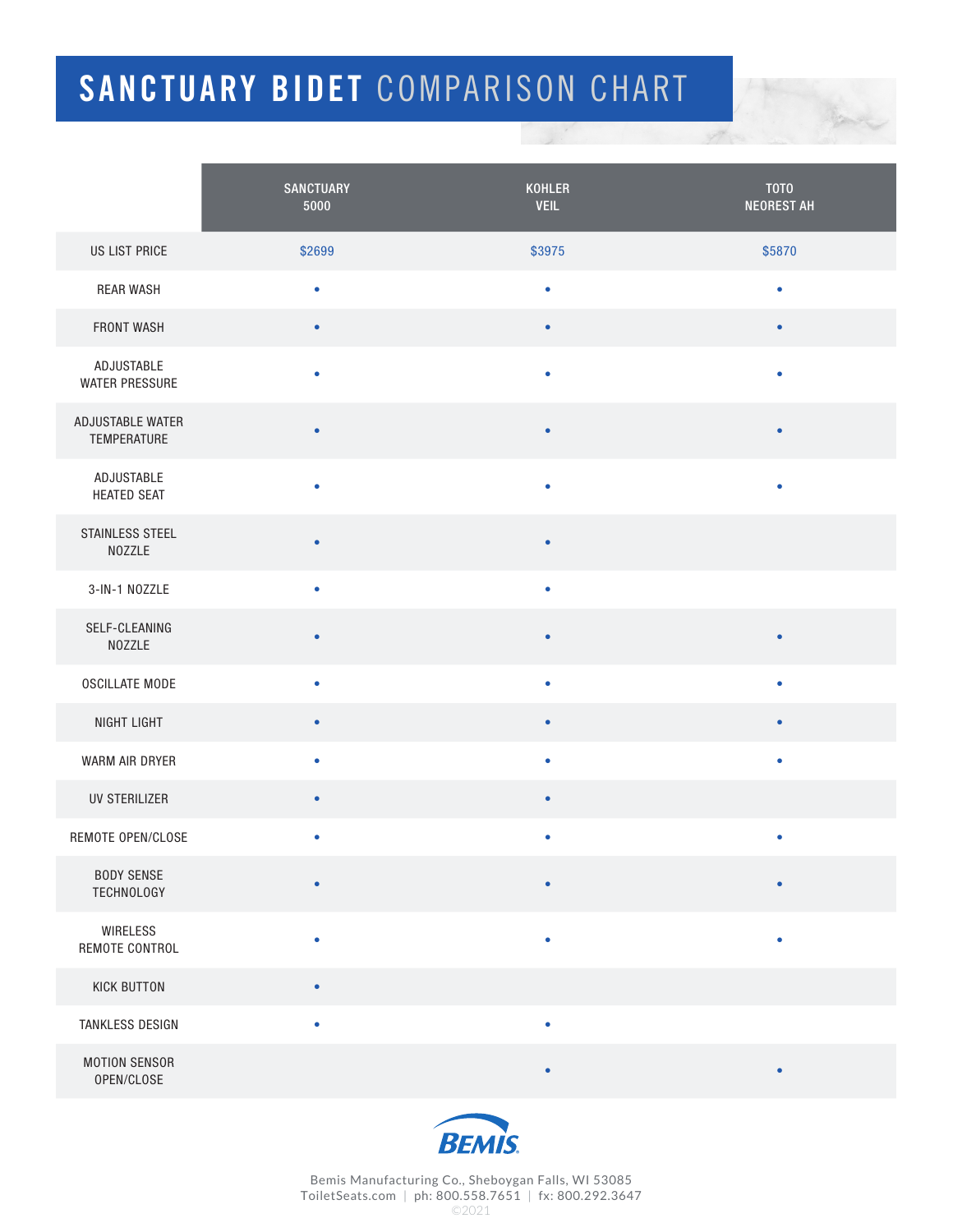# SANCTUARY BIDET COMPARISON CHART

| | SANCTUARY 5000 | KOHLER VEIL | TOTO NEOREST AH |
|---|---|---|---|
| US LIST PRICE | $2699 | $3975 | $5870 |
| REAR WASH | • | • | • |
| FRONT WASH | • | • | • |
| ADJUSTABLE WATER PRESSURE | • | • | • |
| ADJUSTABLE WATER TEMPERATURE | • | • | • |
| ADJUSTABLE HEATED SEAT | • | • | • |
| STAINLESS STEEL NOZZLE | • | • | |
| 3-IN-1 NOZZLE | • | • | |
| SELF-CLEANING NOZZLE | • | • | • |
| OSCILLATE MODE | • | • | • |
| NIGHT LIGHT | • | • | • |
| WARM AIR DRYER | • | • | • |
| UV STERILIZER | • | • | |
| REMOTE OPEN/CLOSE | • | • | • |
| BODY SENSE TECHNOLOGY | • | • | • |
| WIRELESS REMOTE CONTROL | • | • | • |
| KICK BUTTON | • | | |
| TANKLESS DESIGN | • | • | |
| MOTION SENSOR OPEN/CLOSE | | • | • |

BEMIS

Bemis Manufacturing Co., Sheboygan Falls, WI 53085
ToiletSeats.com | ph: 800.558.7651 | fx: 800.292.3647
©2021